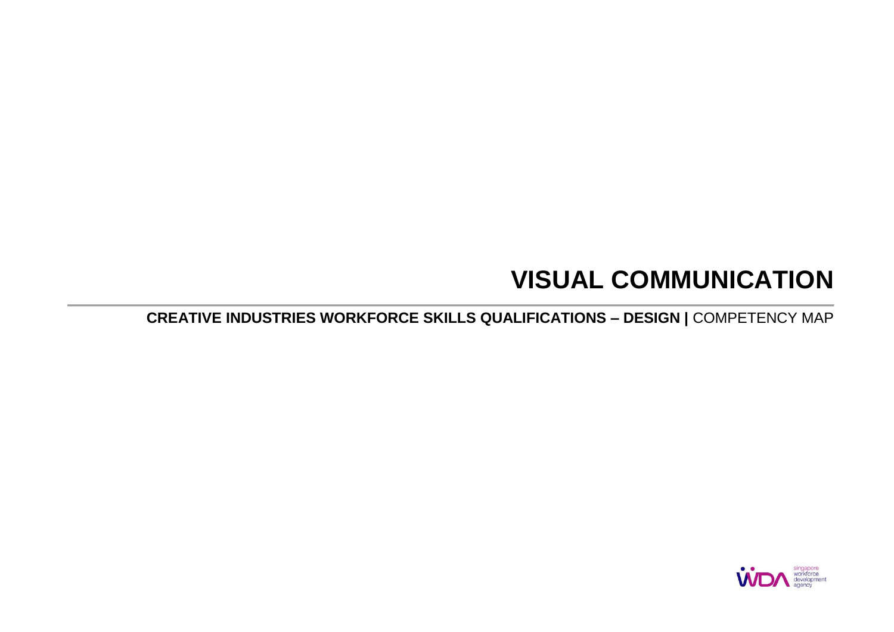# VISUAL COMMUNICATION

**CREATIVE INDUSTRIES WORKFORCE SKILLS QUALIFICATIONS – DESIGN |** COMPETENCY MAP

singapore workforce development agency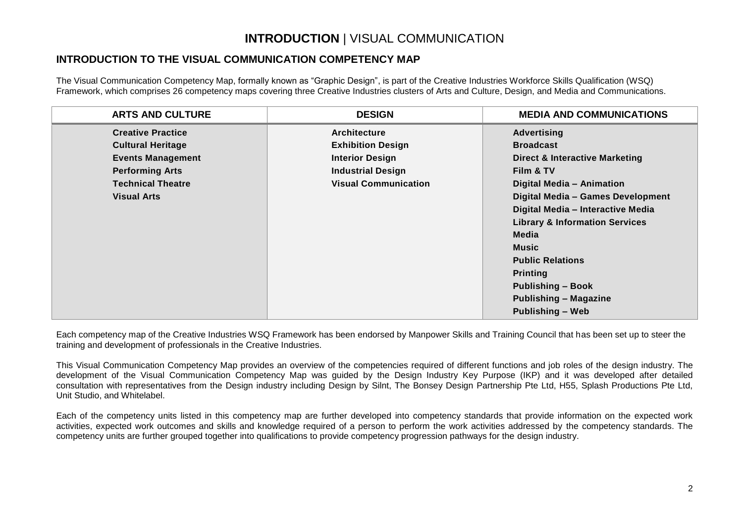# **INTRODUCTION** | VISUAL COMMUNICATION

## INTRODUCTION TO THE VISUAL COMMUNICATION COMPETENCY MAP

The Visual Communication Competency Map, formally known as "Graphic Design", is part of the Creative Industries Workforce Skills Qualification (WSQ) Framework, which comprises 26 competency maps covering three Creative Industries clusters of Arts and Culture, Design, and Media and Communications.

| ARTS AND CULTURE | DESIGN | MEDIA AND COMMUNICATIONS |
|---|---|---|
| **Creative Practice** | **Architecture** | **Advertising** |
| **Cultural Heritage** | **Exhibition Design** | **Broadcast** |
| **Events Management** | **Interior Design** | **Direct & Interactive Marketing** |
| **Performing Arts** | **Industrial Design** | **Film & TV** |
| **Technical Theatre** | **Visual Communication** | **Digital Media – Animation** |
| **Visual Arts** | | **Digital Media – Games Development** |
| | | **Digital Media – Interactive Media** |
| | | **Library & Information Services** |
| | | **Media** |
| | | **Music** |
| | | **Public Relations** |
| | | **Printing** |
| | | **Publishing – Book** |
| | | **Publishing – Magazine** |
| | | **Publishing – Web** |

Each competency map of the Creative Industries WSQ Framework has been endorsed by Manpower Skills and Training Council that has been set up to steer the training and development of professionals in the Creative Industries.

This Visual Communication Competency Map provides an overview of the competencies required of different functions and job roles of the design industry. The development of the Visual Communication Competency Map was guided by the Design Industry Key Purpose (IKP) and it was developed after detailed consultation with representatives from the Design industry including Design by Silnt, The Bonsey Design Partnership Pte Ltd, H55, Splash Productions Pte Ltd, Unit Studio, and Whitelabel.

Each of the competency units listed in this competency map are further developed into competency standards that provide information on the expected work activities, expected work outcomes and skills and knowledge required of a person to perform the work activities addressed by the competency standards. The competency units are further grouped together into qualifications to provide competency progression pathways for the design industry.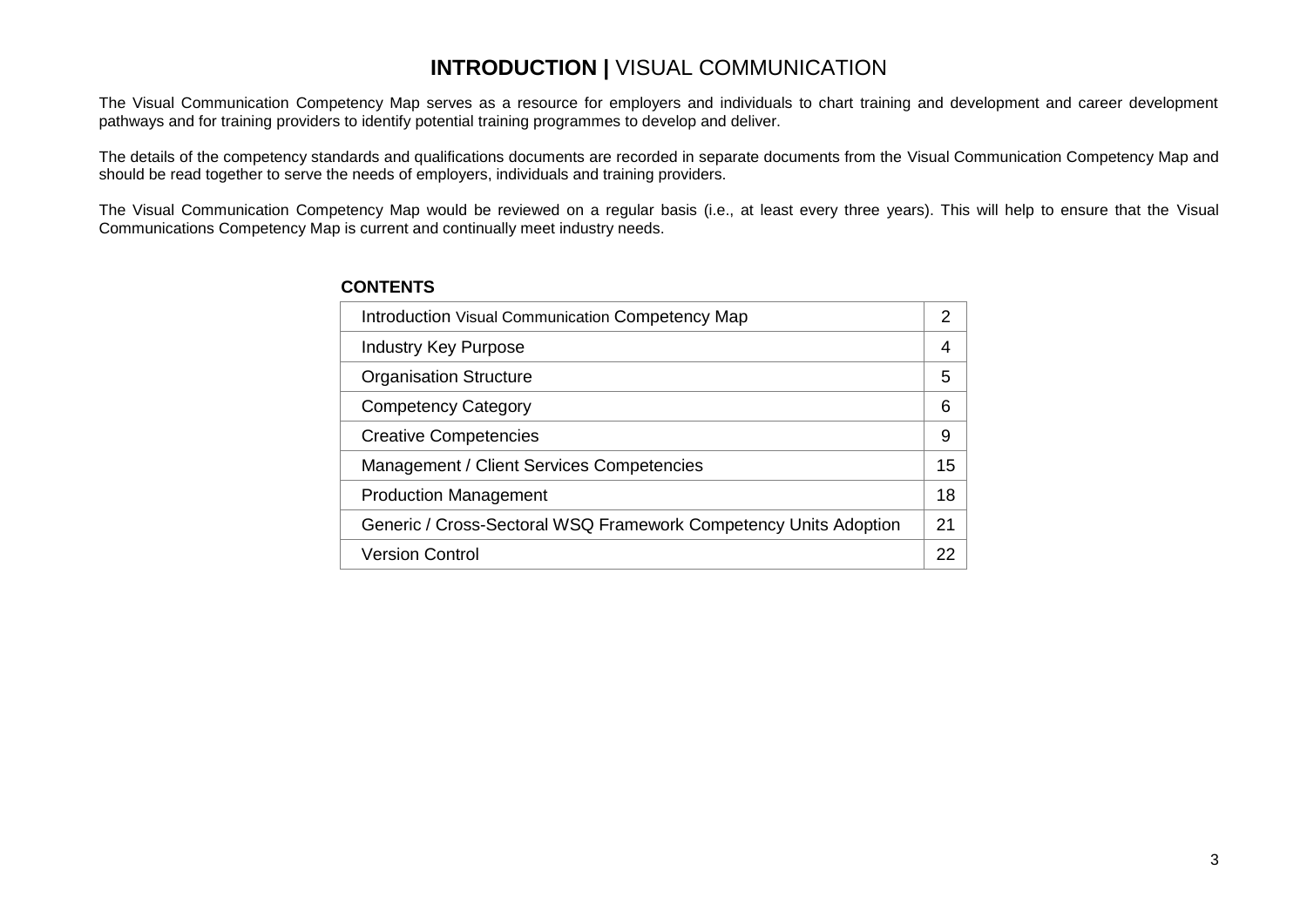# **INTRODUCTION |** VISUAL COMMUNICATION

The Visual Communication Competency Map serves as a resource for employers and individuals to chart training and development and career development pathways and for training providers to identify potential training programmes to develop and deliver.

The details of the competency standards and qualifications documents are recorded in separate documents from the Visual Communication Competency Map and should be read together to serve the needs of employers, individuals and training providers.

The Visual Communication Competency Map would be reviewed on a regular basis (i.e., at least every three years). This will help to ensure that the Visual Communications Competency Map is current and continually meet industry needs.

**CONTENTS**

| | |
|---|---|
| Introduction Visual Communication Competency Map | 2 |
| Industry Key Purpose | 4 |
| Organisation Structure | 5 |
| Competency Category | 6 |
| Creative Competencies | 9 |
| Management / Client Services Competencies | 15 |
| Production Management | 18 |
| Generic / Cross-Sectoral WSQ Framework Competency Units Adoption | 21 |
| Version Control | 22 |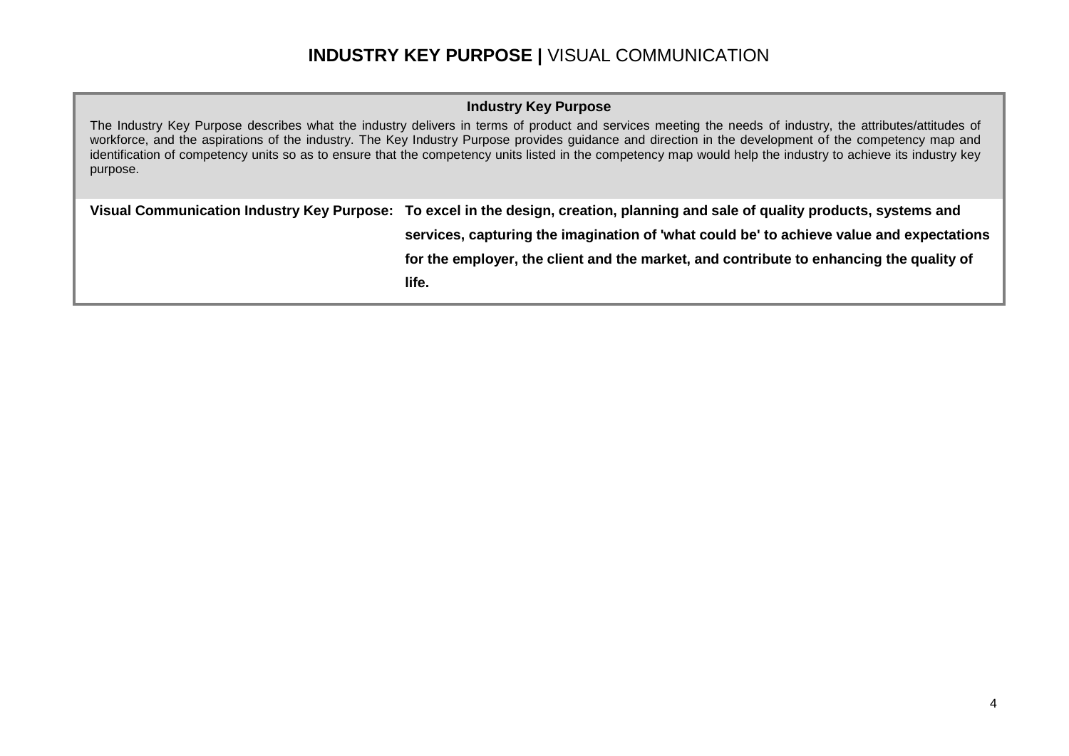# **INDUSTRY KEY PURPOSE |** VISUAL COMMUNICATION

**Industry Key Purpose**

The Industry Key Purpose describes what the industry delivers in terms of product and services meeting the needs of industry, the attributes/attitudes of workforce, and the aspirations of the industry. The Key Industry Purpose provides guidance and direction in the development of the competency map and identification of competency units so as to ensure that the competency units listed in the competency map would help the industry to achieve its industry key purpose.

| | |
|---|---|
| **Visual Communication Industry Key Purpose:** | **To excel in the design, creation, planning and sale of quality products, systems and services, capturing the imagination of 'what could be' to achieve value and expectations for the employer, the client and the market, and contribute to enhancing the quality of life.** |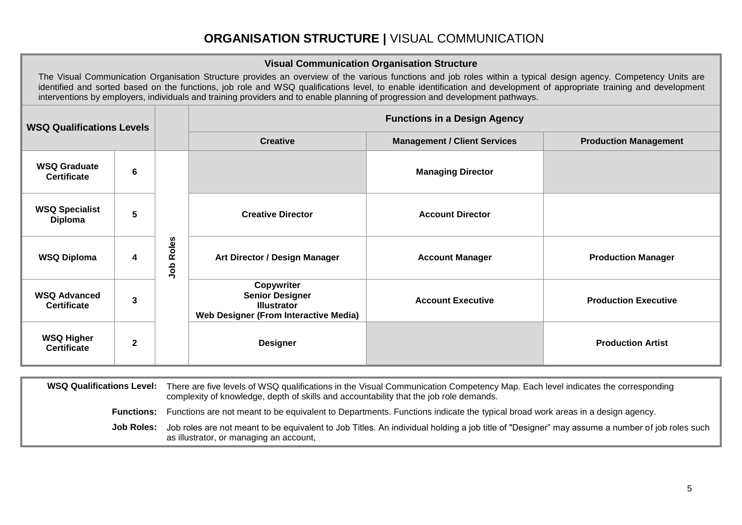# ORGANISATION STRUCTURE | VISUAL COMMUNICATION

## Visual Communication Organisation Structure

The Visual Communication Organisation Structure provides an overview of the various functions and job roles within a typical design agency. Competency Units are identified and sorted based on the functions, job role and WSQ qualifications level, to enable identification and development of appropriate training and development interventions by employers, individuals and training providers and to enable planning of progression and development pathways.

| WSQ Qualifications Levels | | | Functions in a Design Agency | | |
|---|---|---|---|---|---|
| | | | **Creative** | **Management / Client Services** | **Production Management** |
| **WSQ Graduate Certificate** | **6** | **Job Roles** | | **Managing Director** | |
| **WSQ Specialist Diploma** | **5** | | **Creative Director** | **Account Director** | |
| **WSQ Diploma** | **4** | | **Art Director / Design Manager** | **Account Manager** | **Production Manager** |
| **WSQ Advanced Certificate** | **3** | | **Copywriter**<br>**Senior Designer**<br>**Illustrator**<br>**Web Designer (From Interactive Media)** | **Account Executive** | **Production Executive** |
| **WSQ Higher Certificate** | **2** | | **Designer** | | **Production Artist** |

**WSQ Qualifications Level:** There are five levels of WSQ qualifications in the Visual Communication Competency Map. Each level indicates the corresponding complexity of knowledge, depth of skills and accountability that the job role demands.

**Functions:** Functions are not meant to be equivalent to Departments. Functions indicate the typical broad work areas in a design agency.

**Job Roles:** Job roles are not meant to be equivalent to Job Titles. An individual holding a job title of "Designer" may assume a number of job roles such as illustrator, or managing an account,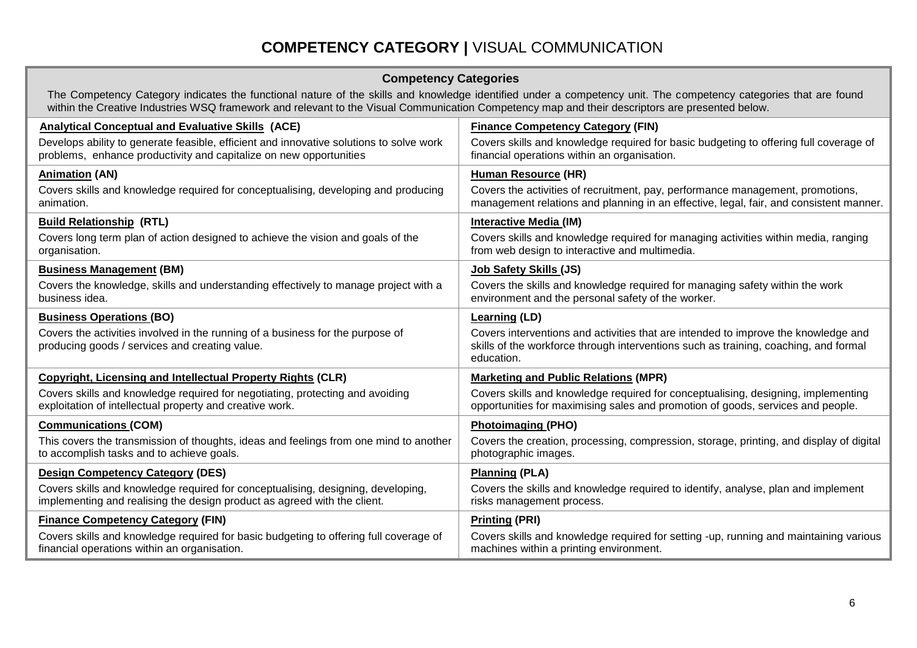# **COMPETENCY CATEGORY |** VISUAL COMMUNICATION

| **Competency Categories** | |
|---|---|
| The Competency Category indicates the functional nature of the skills and knowledge identified under a competency unit. The competency categories that are found within the Creative Industries WSQ framework and relevant to the Visual Communication Competency map and their descriptors are presented below. | |
| **Analytical Conceptual and Evaluative Skills (ACE)**<br>Develops ability to generate feasible, efficient and innovative solutions to solve work problems, enhance productivity and capitalize on new opportunities | **Finance Competency Category (FIN)**<br>Covers skills and knowledge required for basic budgeting to offering full coverage of financial operations within an organisation. |
| **Animation (AN)**<br>Covers skills and knowledge required for conceptualising, developing and producing animation. | **Human Resource (HR)**<br>Covers the activities of recruitment, pay, performance management, promotions, management relations and planning in an effective, legal, fair, and consistent manner. |
| **Build Relationship (RTL)**<br>Covers long term plan of action designed to achieve the vision and goals of the organisation. | **Interactive Media (IM)**<br>Covers skills and knowledge required for managing activities within media, ranging from web design to interactive and multimedia. |
| **Business Management (BM)**<br>Covers the knowledge, skills and understanding effectively to manage project with a business idea. | **Job Safety Skills (JS)**<br>Covers the skills and knowledge required for managing safety within the work environment and the personal safety of the worker. |
| **Business Operations (BO)**<br>Covers the activities involved in the running of a business for the purpose of producing goods / services and creating value. | **Learning (LD)**<br>Covers interventions and activities that are intended to improve the knowledge and skills of the workforce through interventions such as training, coaching, and formal education. |
| **Copyright, Licensing and Intellectual Property Rights (CLR)**<br>Covers skills and knowledge required for negotiating, protecting and avoiding exploitation of intellectual property and creative work. | **Marketing and Public Relations (MPR)**<br>Covers skills and knowledge required for conceptualising, designing, implementing opportunities for maximising sales and promotion of goods, services and people. |
| **Communications (COM)**<br>This covers the transmission of thoughts, ideas and feelings from one mind to another to accomplish tasks and to achieve goals. | **Photoimaging (PHO)**<br>Covers the creation, processing, compression, storage, printing, and display of digital photographic images. |
| **Design Competency Category (DES)**<br>Covers skills and knowledge required for conceptualising, designing, developing, implementing and realising the design product as agreed with the client. | **Planning (PLA)**<br>Covers the skills and knowledge required to identify, analyse, plan and implement risks management process. |
| **Finance Competency Category (FIN)**<br>Covers skills and knowledge required for basic budgeting to offering full coverage of financial operations within an organisation. | **Printing (PRI)**<br>Covers skills and knowledge required for setting -up, running and maintaining various machines within a printing environment. |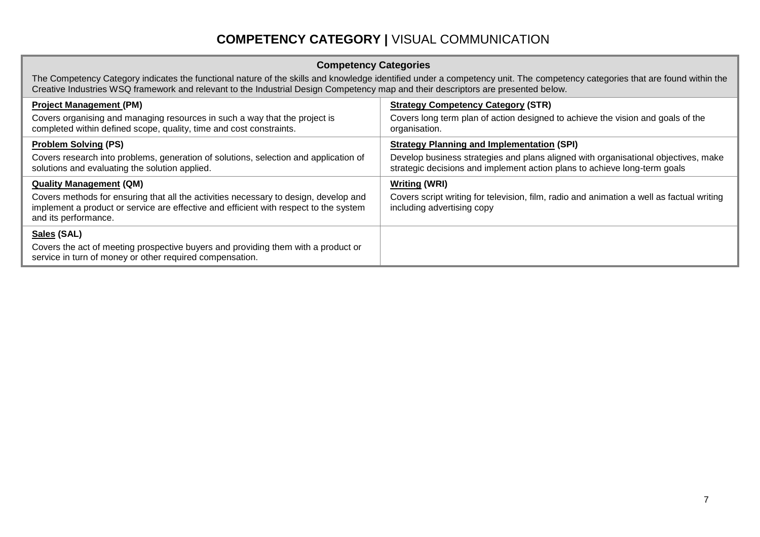# **COMPETENCY CATEGORY |** VISUAL COMMUNICATION

| **Competency Categories** | |
|---|---|
| The Competency Category indicates the functional nature of the skills and knowledge identified under a competency unit. The competency categories that are found within the Creative Industries WSQ framework and relevant to the Industrial Design Competency map and their descriptors are presented below. | |
| **Project Management (PM)**<br>Covers organising and managing resources in such a way that the project is completed within defined scope, quality, time and cost constraints. | **Strategy Competency Category (STR)**<br>Covers long term plan of action designed to achieve the vision and goals of the organisation. |
| **Problem Solving (PS)**<br>Covers research into problems, generation of solutions, selection and application of solutions and evaluating the solution applied. | **Strategy Planning and Implementation (SPI)**<br>Develop business strategies and plans aligned with organisational objectives, make strategic decisions and implement action plans to achieve long-term goals |
| **Quality Management (QM)**<br>Covers methods for ensuring that all the activities necessary to design, develop and implement a product or service are effective and efficient with respect to the system and its performance. | **Writing (WRI)**<br>Covers script writing for television, film, radio and animation a well as factual writing including advertising copy |
| **Sales (SAL)**<br>Covers the act of meeting prospective buyers and providing them with a product or service in turn of money or other required compensation. | |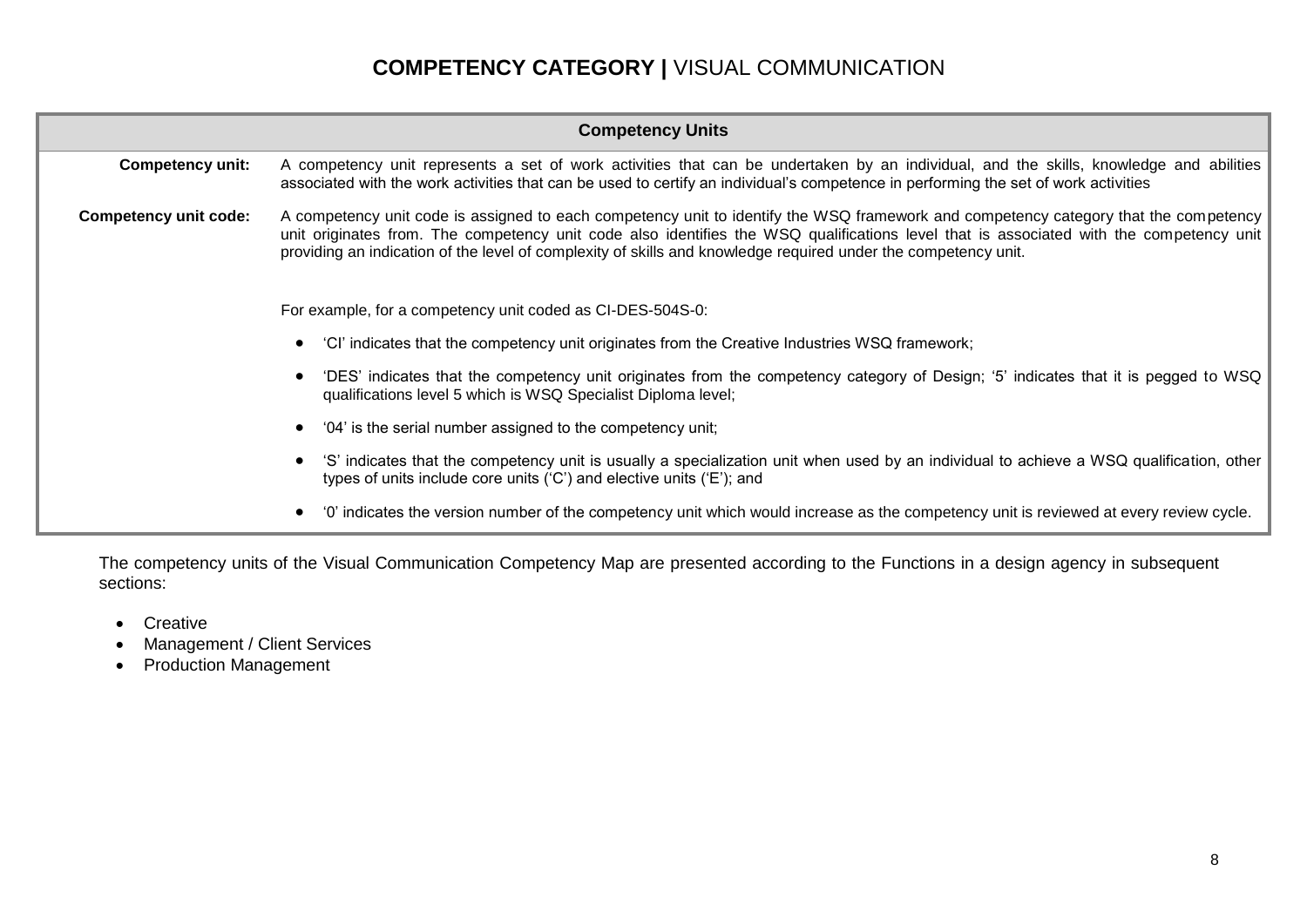# **COMPETENCY CATEGORY |** VISUAL COMMUNICATION

| Competency Units | |
|---|---|
| **Competency unit:** | A competency unit represents a set of work activities that can be undertaken by an individual, and the skills, knowledge and abilities associated with the work activities that can be used to certify an individual's competence in performing the set of work activities |
| **Competency unit code:** | A competency unit code is assigned to each competency unit to identify the WSQ framework and competency category that the competency unit originates from. The competency unit code also identifies the WSQ qualifications level that is associated with the competency unit providing an indication of the level of complexity of skills and knowledge required under the competency unit.<br><br>For example, for a competency unit coded as CI-DES-504S-0:<br><br>• 'CI' indicates that the competency unit originates from the Creative Industries WSQ framework;<br>• 'DES' indicates that the competency unit originates from the competency category of Design; '5' indicates that it is pegged to WSQ qualifications level 5 which is WSQ Specialist Diploma level;<br>• '04' is the serial number assigned to the competency unit;<br>• 'S' indicates that the competency unit is usually a specialization unit when used by an individual to achieve a WSQ qualification, other types of units include core units ('C') and elective units ('E'); and<br>• '0' indicates the version number of the competency unit which would increase as the competency unit is reviewed at every review cycle. |

The competency units of the Visual Communication Competency Map are presented according to the Functions in a design agency in subsequent sections:

- Creative
- Management / Client Services
- Production Management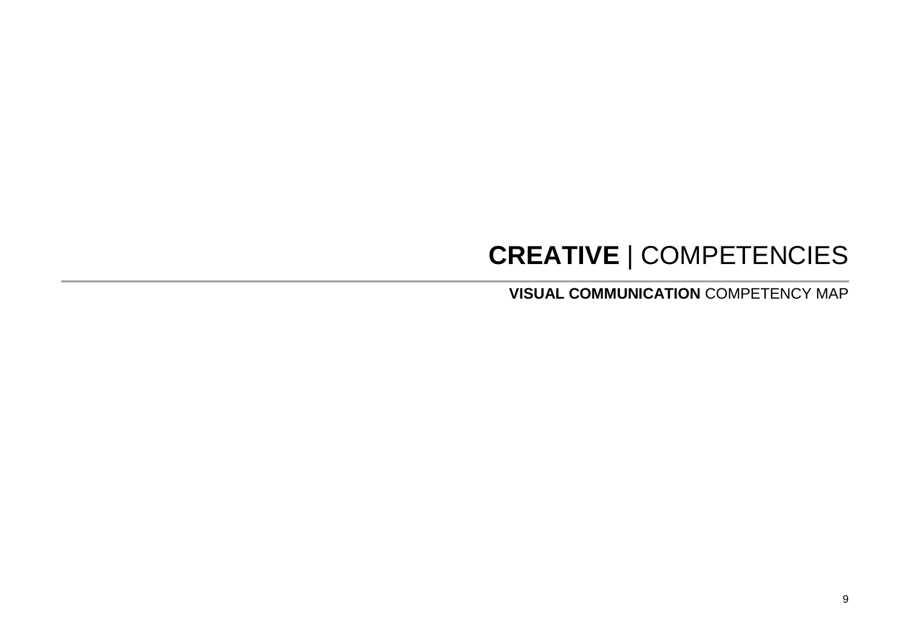# **CREATIVE** | COMPETENCIES

---

## **VISUAL COMMUNICATION** COMPETENCY MAP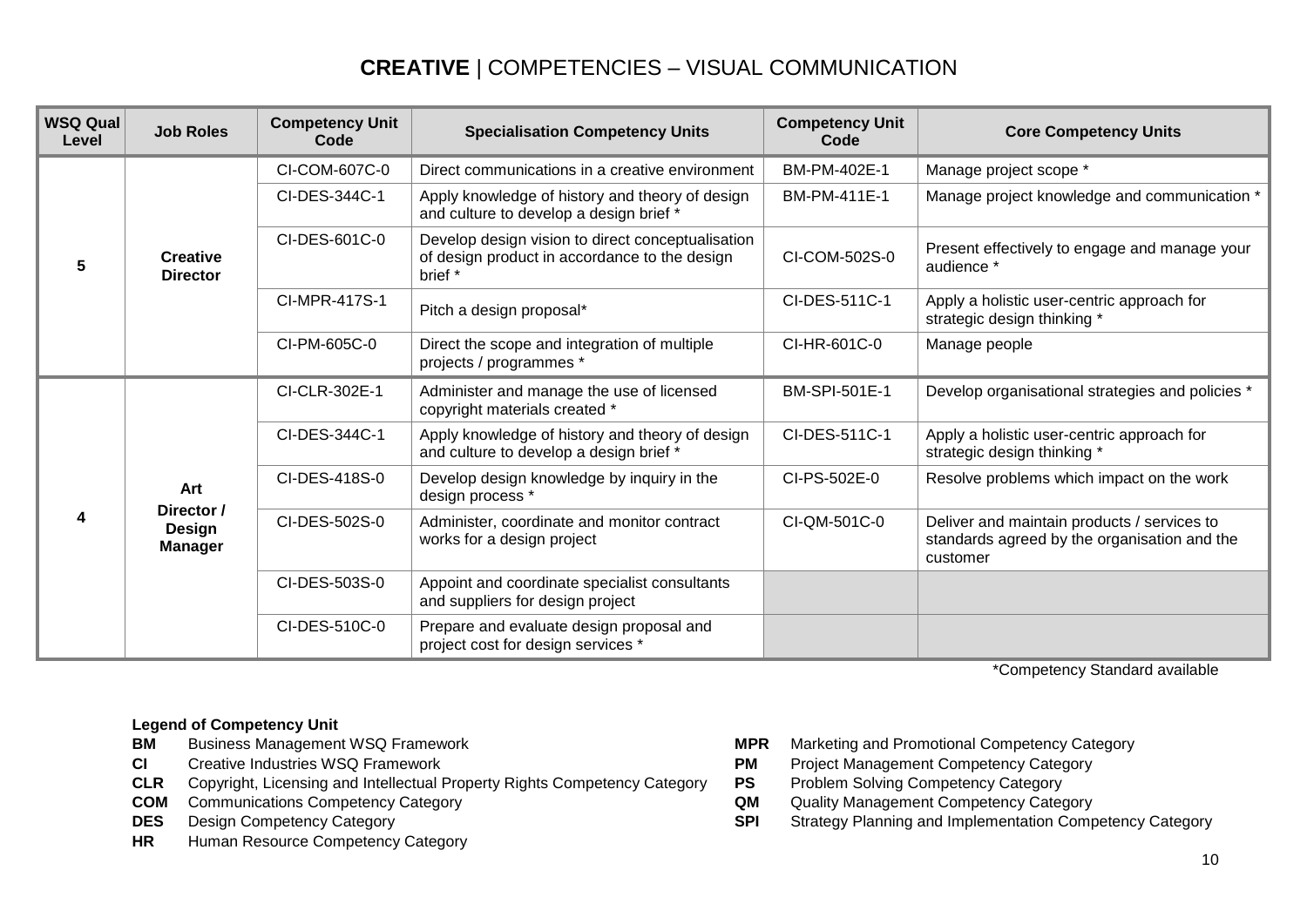# **CREATIVE** | COMPETENCIES – VISUAL COMMUNICATION

| WSQ Qual Level | Job Roles | Competency Unit Code | Specialisation Competency Units | Competency Unit Code | Core Competency Units |
|---|---|---|---|---|---|
| 5 | **Creative Director** | CI-COM-607C-0 | Direct communications in a creative environment | BM-PM-402E-1 | Manage project scope * |
| | | CI-DES-344C-1 | Apply knowledge of history and theory of design and culture to develop a design brief * | BM-PM-411E-1 | Manage project knowledge and communication * |
| | | CI-DES-601C-0 | Develop design vision to direct conceptualisation of design product in accordance to the design brief * | CI-COM-502S-0 | Present effectively to engage and manage your audience * |
| | | CI-MPR-417S-1 | Pitch a design proposal* | CI-DES-511C-1 | Apply a holistic user-centric approach for strategic design thinking * |
| | | CI-PM-605C-0 | Direct the scope and integration of multiple projects / programmes * | CI-HR-601C-0 | Manage people |
| 4 | **Art Director / Design Manager** | CI-CLR-302E-1 | Administer and manage the use of licensed copyright materials created * | BM-SPI-501E-1 | Develop organisational strategies and policies * |
| | | CI-DES-344C-1 | Apply knowledge of history and theory of design and culture to develop a design brief * | CI-DES-511C-1 | Apply a holistic user-centric approach for strategic design thinking * |
| | | CI-DES-418S-0 | Develop design knowledge by inquiry in the design process * | CI-PS-502E-0 | Resolve problems which impact on the work |
| | | CI-DES-502S-0 | Administer, coordinate and monitor contract works for a design project | CI-QM-501C-0 | Deliver and maintain products / services to standards agreed by the organisation and the customer |
| | | CI-DES-503S-0 | Appoint and coordinate specialist consultants and suppliers for design project | | |
| | | CI-DES-510C-0 | Prepare and evaluate design proposal and project cost for design services * | | |

*Competency Standard available

**Legend of Competency Unit**

- **BM** Business Management WSQ Framework
- **CI** Creative Industries WSQ Framework
- **CLR** Copyright, Licensing and Intellectual Property Rights Competency Category
- **COM** Communications Competency Category
- **DES** Design Competency Category
- **HR** Human Resource Competency Category
- **MPR** Marketing and Promotional Competency Category
- **PM** Project Management Competency Category
- **PS** Problem Solving Competency Category
- **QM** Quality Management Competency Category
- **SPI** Strategy Planning and Implementation Competency Category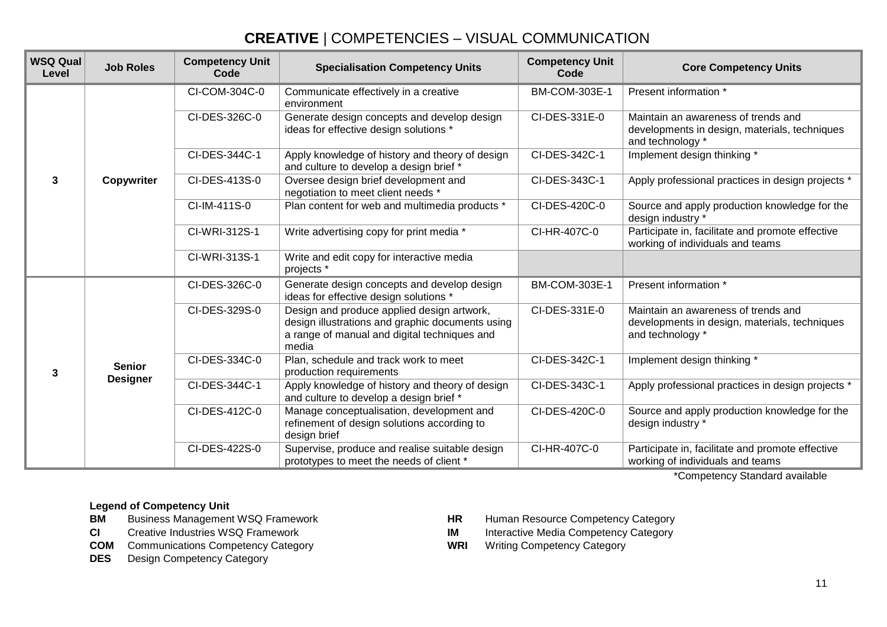# **CREATIVE** | COMPETENCIES – VISUAL COMMUNICATION

| WSQ Qual Level | Job Roles | Competency Unit Code | Specialisation Competency Units | Competency Unit Code | Core Competency Units |
|---|---|---|---|---|---|
| 3 | Copywriter | CI-COM-304C-0 | Communicate effectively in a creative environment | BM-COM-303E-1 | Present information * |
| | | CI-DES-326C-0 | Generate design concepts and develop design ideas for effective design solutions * | CI-DES-331E-0 | Maintain an awareness of trends and developments in design, materials, techniques and technology * |
| | | CI-DES-344C-1 | Apply knowledge of history and theory of design and culture to develop a design brief * | CI-DES-342C-1 | Implement design thinking * |
| | | CI-DES-413S-0 | Oversee design brief development and negotiation to meet client needs * | CI-DES-343C-1 | Apply professional practices in design projects * |
| | | CI-IM-411S-0 | Plan content for web and multimedia products * | CI-DES-420C-0 | Source and apply production knowledge for the design industry * |
| | | CI-WRI-312S-1 | Write advertising copy for print media * | CI-HR-407C-0 | Participate in, facilitate and promote effective working of individuals and teams |
| | | CI-WRI-313S-1 | Write and edit copy for interactive media projects * | | |
| 3 | Senior Designer | CI-DES-326C-0 | Generate design concepts and develop design ideas for effective design solutions * | BM-COM-303E-1 | Present information * |
| | | CI-DES-329S-0 | Design and produce applied design artwork, design illustrations and graphic documents using a range of manual and digital techniques and media | CI-DES-331E-0 | Maintain an awareness of trends and developments in design, materials, techniques and technology * |
| | | CI-DES-334C-0 | Plan, schedule and track work to meet production requirements | CI-DES-342C-1 | Implement design thinking * |
| | | CI-DES-344C-1 | Apply knowledge of history and theory of design and culture to develop a design brief * | CI-DES-343C-1 | Apply professional practices in design projects * |
| | | CI-DES-412C-0 | Manage conceptualisation, development and refinement of design solutions according to design brief | CI-DES-420C-0 | Source and apply production knowledge for the design industry * |
| | | CI-DES-422S-0 | Supervise, produce and realise suitable design prototypes to meet the needs of client * | CI-HR-407C-0 | Participate in, facilitate and promote effective working of individuals and teams |

*Competency Standard available

**Legend of Competency Unit**

- **BM** Business Management WSQ Framework
- **CI** Creative Industries WSQ Framework
- **COM** Communications Competency Category
- **DES** Design Competency Category
- **HR** Human Resource Competency Category
- **IM** Interactive Media Competency Category
- **WRI** Writing Competency Category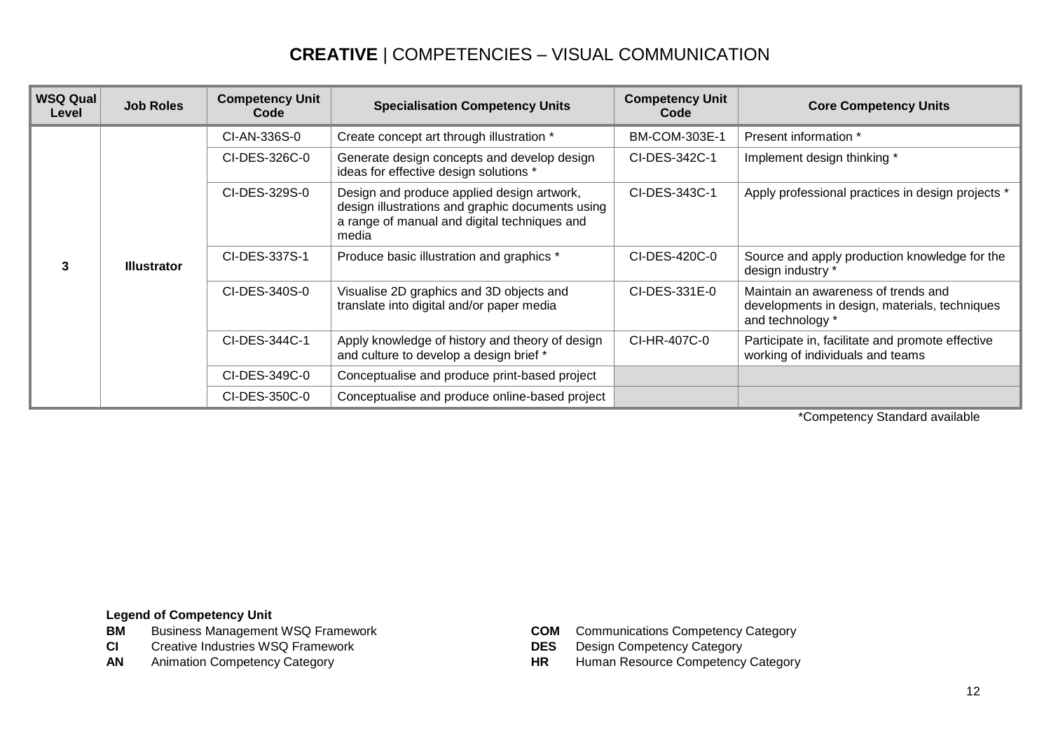# **CREATIVE** | COMPETENCIES – VISUAL COMMUNICATION

| WSQ Qual Level | Job Roles | Competency Unit Code | Specialisation Competency Units | Competency Unit Code | Core Competency Units |
|---|---|---|---|---|---|
| 3 | **Illustrator** | CI-AN-336S-0 | Create concept art through illustration * | BM-COM-303E-1 | Present information * |
| | | CI-DES-326C-0 | Generate design concepts and develop design ideas for effective design solutions * | CI-DES-342C-1 | Implement design thinking * |
| | | CI-DES-329S-0 | Design and produce applied design artwork, design illustrations and graphic documents using a range of manual and digital techniques and media | CI-DES-343C-1 | Apply professional practices in design projects * |
| | | CI-DES-337S-1 | Produce basic illustration and graphics * | CI-DES-420C-0 | Source and apply production knowledge for the design industry * |
| | | CI-DES-340S-0 | Visualise 2D graphics and 3D objects and translate into digital and/or paper media | CI-DES-331E-0 | Maintain an awareness of trends and developments in design, materials, techniques and technology * |
| | | CI-DES-344C-1 | Apply knowledge of history and theory of design and culture to develop a design brief * | CI-HR-407C-0 | Participate in, facilitate and promote effective working of individuals and teams |
| | | CI-DES-349C-0 | Conceptualise and produce print-based project | | |
| | | CI-DES-350C-0 | Conceptualise and produce online-based project | | |

*Competency Standard available

**Legend of Competency Unit**

- **BM** Business Management WSQ Framework
- **CI** Creative Industries WSQ Framework
- **AN** Animation Competency Category
- **COM** Communications Competency Category
- **DES** Design Competency Category
- **HR** Human Resource Competency Category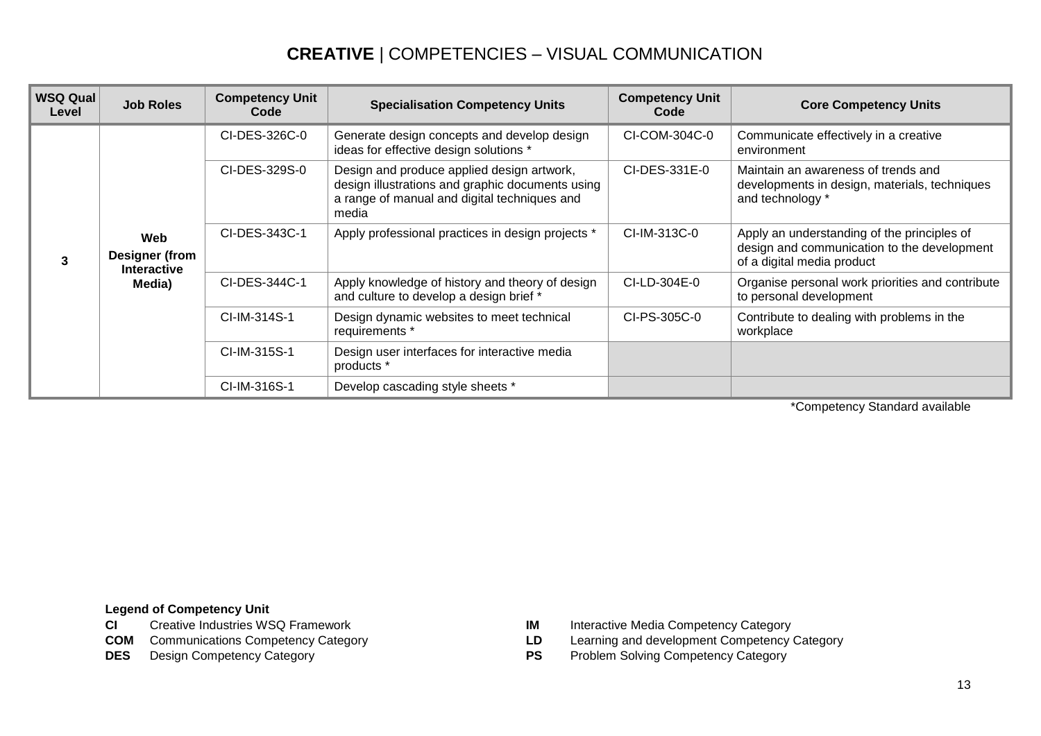# **CREATIVE** | COMPETENCIES – VISUAL COMMUNICATION

| WSQ Qual Level | Job Roles | Competency Unit Code | Specialisation Competency Units | Competency Unit Code | Core Competency Units |
|---|---|---|---|---|---|
| **3** | **Web Designer (from Interactive Media)** | CI-DES-326C-0 | Generate design concepts and develop design ideas for effective design solutions * | CI-COM-304C-0 | Communicate effectively in a creative environment |
| | | CI-DES-329S-0 | Design and produce applied design artwork, design illustrations and graphic documents using a range of manual and digital techniques and media | CI-DES-331E-0 | Maintain an awareness of trends and developments in design, materials, techniques and technology * |
| | | CI-DES-343C-1 | Apply professional practices in design projects * | CI-IM-313C-0 | Apply an understanding of the principles of design and communication to the development of a digital media product |
| | | CI-DES-344C-1 | Apply knowledge of history and theory of design and culture to develop a design brief * | CI-LD-304E-0 | Organise personal work priorities and contribute to personal development |
| | | CI-IM-314S-1 | Design dynamic websites to meet technical requirements * | CI-PS-305C-0 | Contribute to dealing with problems in the workplace |
| | | CI-IM-315S-1 | Design user interfaces for interactive media products * | | |
| | | CI-IM-316S-1 | Develop cascading style sheets * | | |

*Competency Standard available

**Legend of Competency Unit**

**CI** Creative Industries WSQ Framework
**COM** Communications Competency Category
**DES** Design Competency Category
**IM** Interactive Media Competency Category
**LD** Learning and development Competency Category
**PS** Problem Solving Competency Category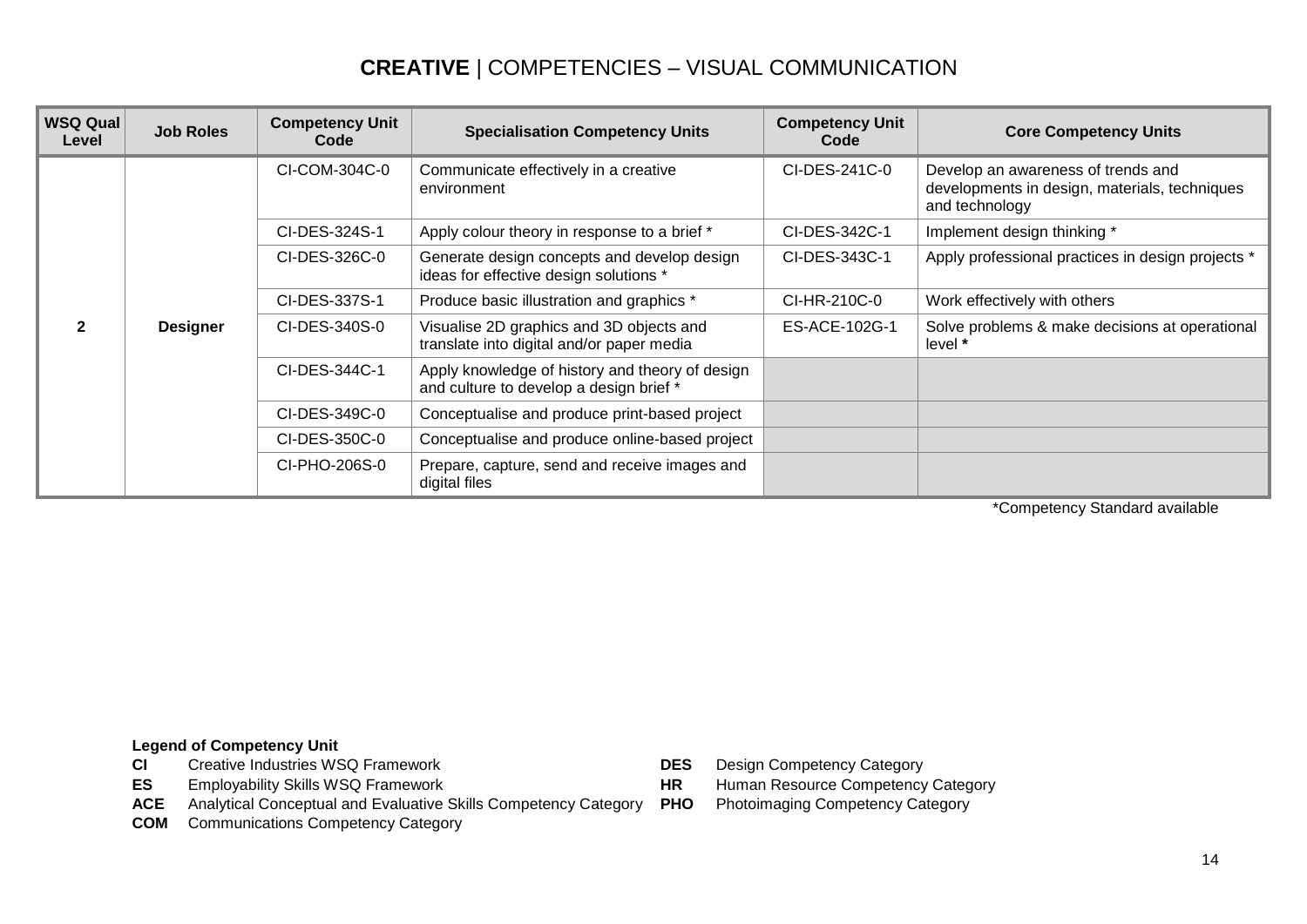# **CREATIVE** | COMPETENCIES – VISUAL COMMUNICATION

| WSQ Qual Level | Job Roles | Competency Unit Code | Specialisation Competency Units | Competency Unit Code | Core Competency Units |
|---|---|---|---|---|---|
| 2 | Designer | CI-COM-304C-0 | Communicate effectively in a creative environment | CI-DES-241C-0 | Develop an awareness of trends and developments in design, materials, techniques and technology |
| | | CI-DES-324S-1 | Apply colour theory in response to a brief * | CI-DES-342C-1 | Implement design thinking * |
| | | CI-DES-326C-0 | Generate design concepts and develop design ideas for effective design solutions * | CI-DES-343C-1 | Apply professional practices in design projects * |
| | | CI-DES-337S-1 | Produce basic illustration and graphics * | CI-HR-210C-0 | Work effectively with others |
| | | CI-DES-340S-0 | Visualise 2D graphics and 3D objects and translate into digital and/or paper media | ES-ACE-102G-1 | Solve problems & make decisions at operational level **\*** |
| | | CI-DES-344C-1 | Apply knowledge of history and theory of design and culture to develop a design brief * | | |
| | | CI-DES-349C-0 | Conceptualise and produce print-based project | | |
| | | CI-DES-350C-0 | Conceptualise and produce online-based project | | |
| | | CI-PHO-206S-0 | Prepare, capture, send and receive images and digital files | | |

*Competency Standard available

**Legend of Competency Unit**

- **CI** Creative Industries WSQ Framework
- **ES** Employability Skills WSQ Framework
- **ACE** Analytical Conceptual and Evaluative Skills Competency Category
- **COM** Communications Competency Category
- **DES** Design Competency Category
- **HR** Human Resource Competency Category
- **PHO** Photoimaging Competency Category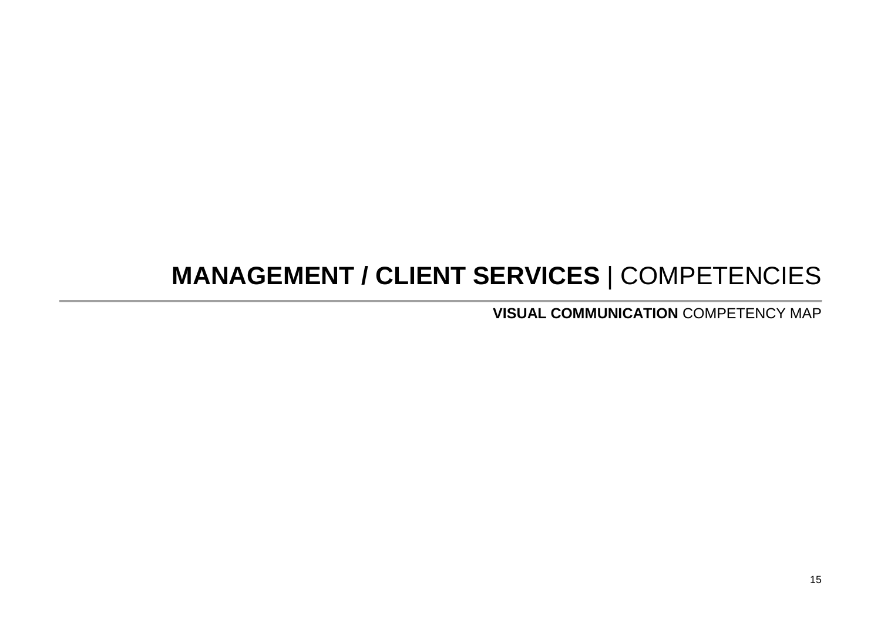# **MANAGEMENT / CLIENT SERVICES** | COMPETENCIES

---

**VISUAL COMMUNICATION** COMPETENCY MAP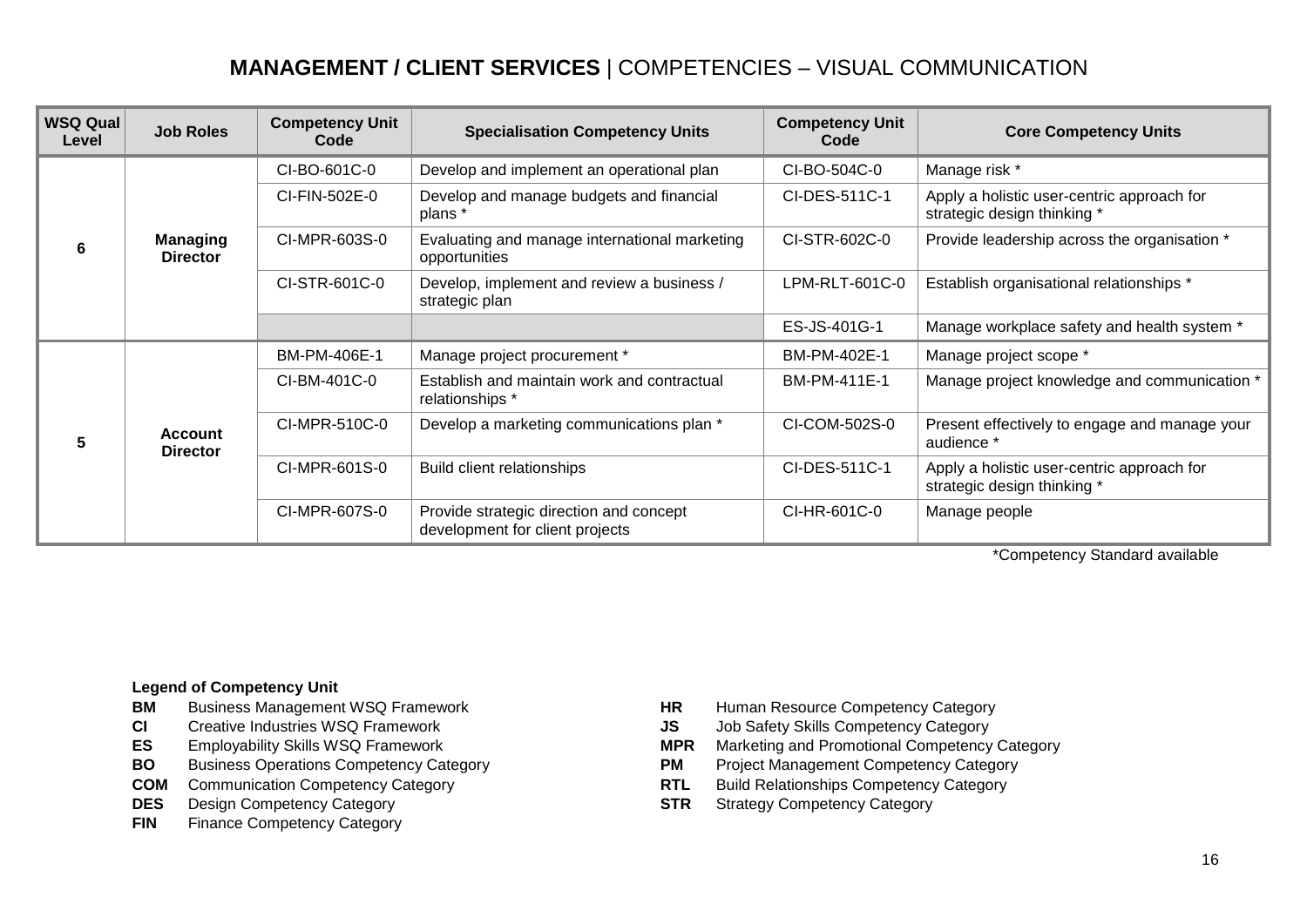# **MANAGEMENT / CLIENT SERVICES** | COMPETENCIES – VISUAL COMMUNICATION

| WSQ Qual Level | Job Roles | Competency Unit Code | Specialisation Competency Units | Competency Unit Code | Core Competency Units |
|---|---|---|---|---|---|
| 6 | **Managing Director** | CI-BO-601C-0 | Develop and implement an operational plan | CI-BO-504C-0 | Manage risk * |
| | | CI-FIN-502E-0 | Develop and manage budgets and financial plans * | CI-DES-511C-1 | Apply a holistic user-centric approach for strategic design thinking * |
| | | CI-MPR-603S-0 | Evaluating and manage international marketing opportunities | CI-STR-602C-0 | Provide leadership across the organisation * |
| | | CI-STR-601C-0 | Develop, implement and review a business / strategic plan | LPM-RLT-601C-0 | Establish organisational relationships * |
| | | | | ES-JS-401G-1 | Manage workplace safety and health system * |
| 5 | **Account Director** | BM-PM-406E-1 | Manage project procurement * | BM-PM-402E-1 | Manage project scope * |
| | | CI-BM-401C-0 | Establish and maintain work and contractual relationships * | BM-PM-411E-1 | Manage project knowledge and communication * |
| | | CI-MPR-510C-0 | Develop a marketing communications plan * | CI-COM-502S-0 | Present effectively to engage and manage your audience * |
| | | CI-MPR-601S-0 | Build client relationships | CI-DES-511C-1 | Apply a holistic user-centric approach for strategic design thinking * |
| | | CI-MPR-607S-0 | Provide strategic direction and concept development for client projects | CI-HR-601C-0 | Manage people |

*Competency Standard available

**Legend of Competency Unit**

- **BM** Business Management WSQ Framework
- **CI** Creative Industries WSQ Framework
- **ES** Employability Skills WSQ Framework
- **BO** Business Operations Competency Category
- **COM** Communication Competency Category
- **DES** Design Competency Category
- **FIN** Finance Competency Category
- **HR** Human Resource Competency Category
- **JS** Job Safety Skills Competency Category
- **MPR** Marketing and Promotional Competency Category
- **PM** Project Management Competency Category
- **RTL** Build Relationships Competency Category
- **STR** Strategy Competency Category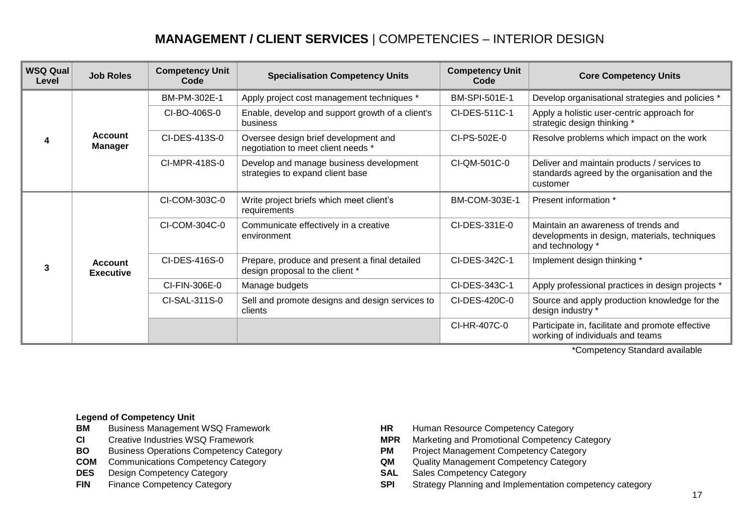# **MANAGEMENT / CLIENT SERVICES** | COMPETENCIES – INTERIOR DESIGN

| WSQ Qual Level | Job Roles | Competency Unit Code | Specialisation Competency Units | Competency Unit Code | Core Competency Units |
|---|---|---|---|---|---|
| 4 | **Account Manager** | BM-PM-302E-1 | Apply project cost management techniques * | BM-SPI-501E-1 | Develop organisational strategies and policies * |
| | | CI-BO-406S-0 | Enable, develop and support growth of a client's business | CI-DES-511C-1 | Apply a holistic user-centric approach for strategic design thinking * |
| | | CI-DES-413S-0 | Oversee design brief development and negotiation to meet client needs * | CI-PS-502E-0 | Resolve problems which impact on the work |
| | | CI-MPR-418S-0 | Develop and manage business development strategies to expand client base | CI-QM-501C-0 | Deliver and maintain products / services to standards agreed by the organisation and the customer |
| 3 | **Account Executive** | CI-COM-303C-0 | Write project briefs which meet client's requirements | BM-COM-303E-1 | Present information * |
| | | CI-COM-304C-0 | Communicate effectively in a creative environment | CI-DES-331E-0 | Maintain an awareness of trends and developments in design, materials, techniques and technology * |
| | | CI-DES-416S-0 | Prepare, produce and present a final detailed design proposal to the client * | CI-DES-342C-1 | Implement design thinking * |
| | | CI-FIN-306E-0 | Manage budgets | CI-DES-343C-1 | Apply professional practices in design projects * |
| | | CI-SAL-311S-0 | Sell and promote designs and design services to clients | CI-DES-420C-0 | Source and apply production knowledge for the design industry * |
| | | | | CI-HR-407C-0 | Participate in, facilitate and promote effective working of individuals and teams |

*Competency Standard available

**Legend of Competency Unit**

- **BM** Business Management WSQ Framework
- **CI** Creative Industries WSQ Framework
- **BO** Business Operations Competency Category
- **COM** Communications Competency Category
- **DES** Design Competency Category
- **FIN** Finance Competency Category
- **HR** Human Resource Competency Category
- **MPR** Marketing and Promotional Competency Category
- **PM** Project Management Competency Category
- **QM** Quality Management Competency Category
- **SAL** Sales Competency Category
- **SPI** Strategy Planning and Implementation competency category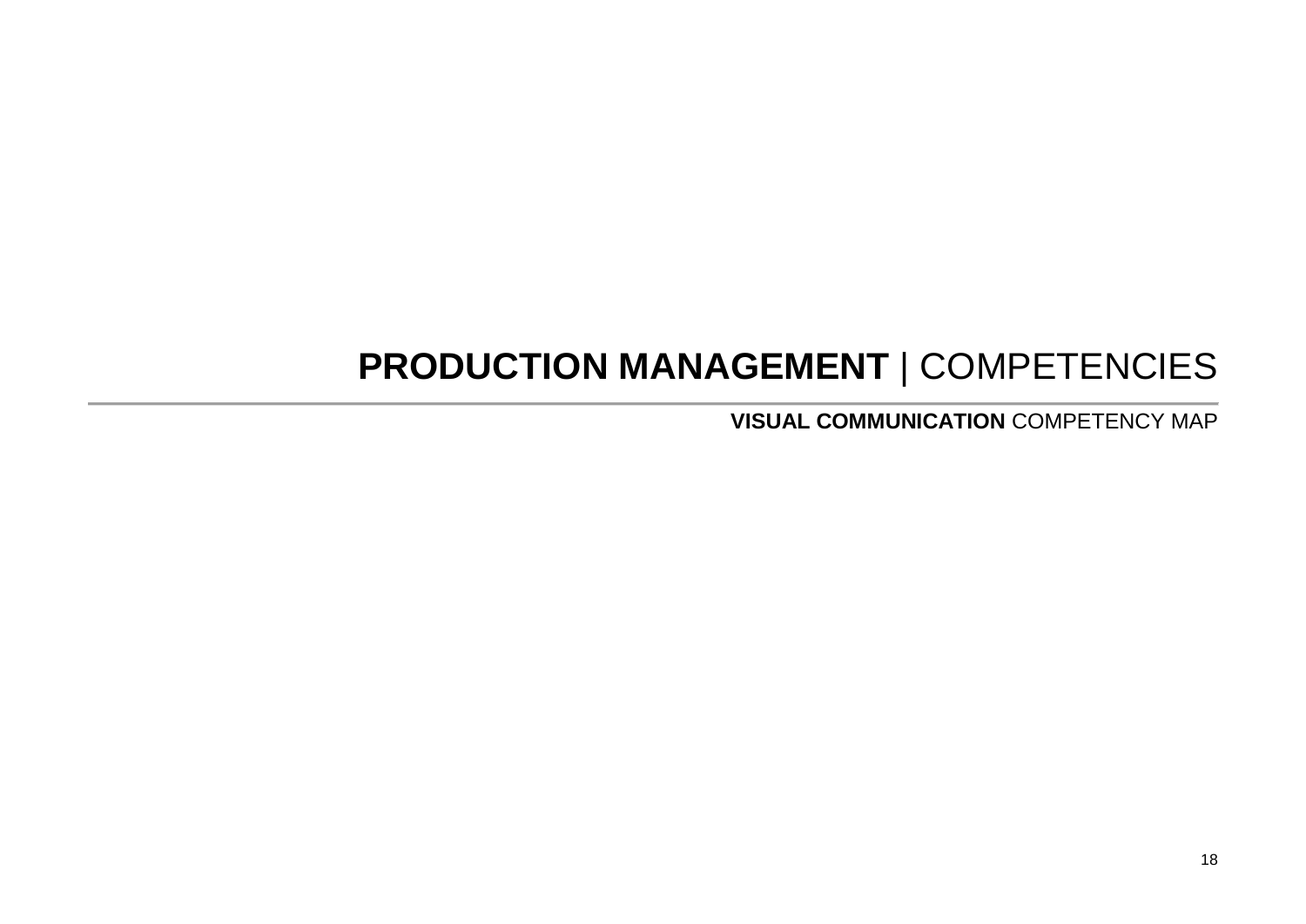# **PRODUCTION MANAGEMENT** | COMPETENCIES

**VISUAL COMMUNICATION** COMPETENCY MAP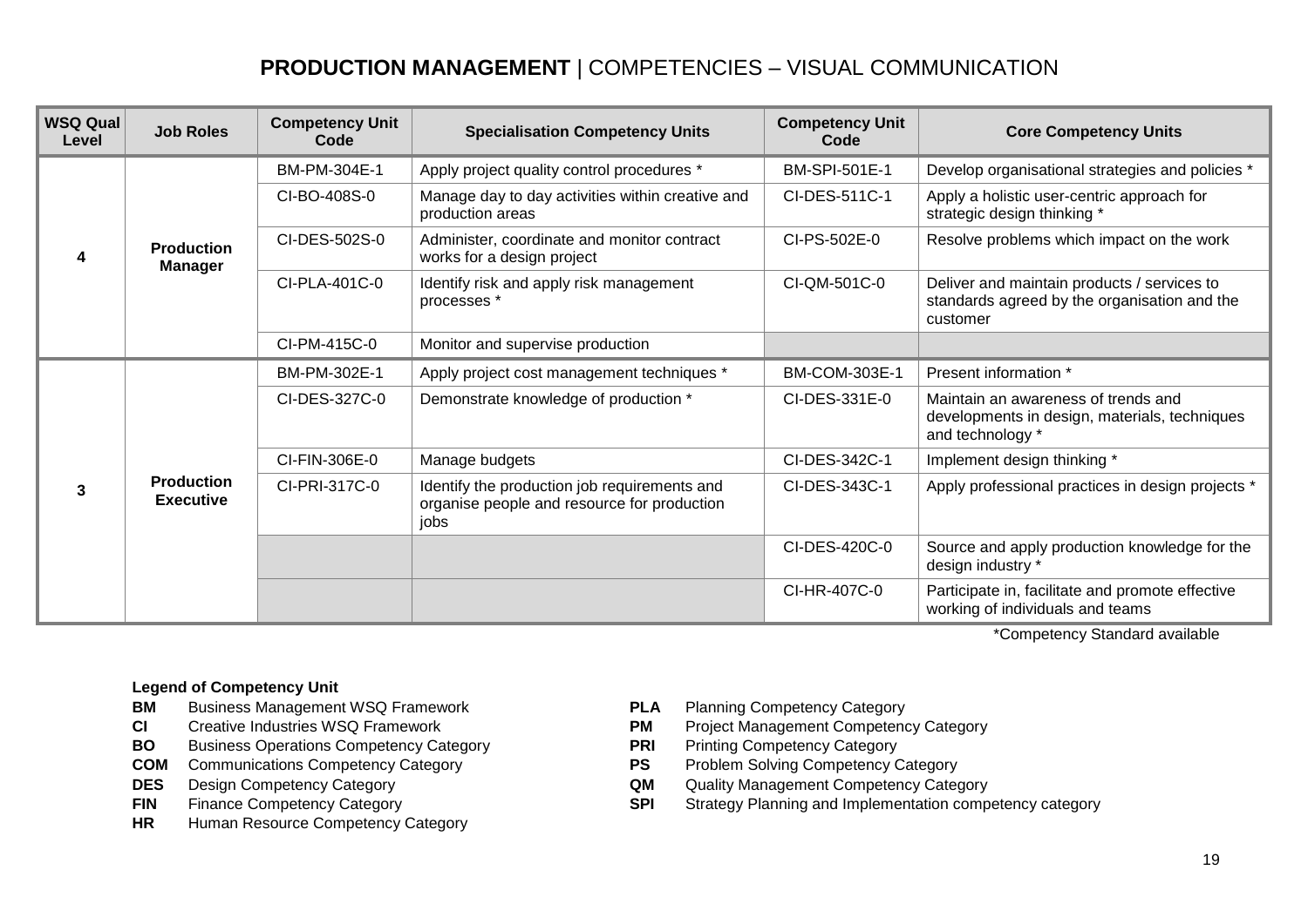# **PRODUCTION MANAGEMENT** | COMPETENCIES – VISUAL COMMUNICATION

| WSQ Qual Level | Job Roles | Competency Unit Code | Specialisation Competency Units | Competency Unit Code | Core Competency Units |
|---|---|---|---|---|---|
| 4 | **Production Manager** | BM-PM-304E-1 | Apply project quality control procedures * | BM-SPI-501E-1 | Develop organisational strategies and policies * |
| | | CI-BO-408S-0 | Manage day to day activities within creative and production areas | CI-DES-511C-1 | Apply a holistic user-centric approach for strategic design thinking * |
| | | CI-DES-502S-0 | Administer, coordinate and monitor contract works for a design project | CI-PS-502E-0 | Resolve problems which impact on the work |
| | | CI-PLA-401C-0 | Identify risk and apply risk management processes * | CI-QM-501C-0 | Deliver and maintain products / services to standards agreed by the organisation and the customer |
| | | CI-PM-415C-0 | Monitor and supervise production | | |
| 3 | **Production Executive** | BM-PM-302E-1 | Apply project cost management techniques * | BM-COM-303E-1 | Present information * |
| | | CI-DES-327C-0 | Demonstrate knowledge of production * | CI-DES-331E-0 | Maintain an awareness of trends and developments in design, materials, techniques and technology * |
| | | CI-FIN-306E-0 | Manage budgets | CI-DES-342C-1 | Implement design thinking * |
| | | CI-PRI-317C-0 | Identify the production job requirements and organise people and resource for production jobs | CI-DES-343C-1 | Apply professional practices in design projects * |
| | | | | CI-DES-420C-0 | Source and apply production knowledge for the design industry * |
| | | | | CI-HR-407C-0 | Participate in, facilitate and promote effective working of individuals and teams |

*Competency Standard available

**Legend of Competency Unit**

- **BM** Business Management WSQ Framework
- **CI** Creative Industries WSQ Framework
- **BO** Business Operations Competency Category
- **COM** Communications Competency Category
- **DES** Design Competency Category
- **FIN** Finance Competency Category
- **HR** Human Resource Competency Category
- **PLA** Planning Competency Category
- **PM** Project Management Competency Category
- **PRI** Printing Competency Category
- **PS** Problem Solving Competency Category
- **QM** Quality Management Competency Category
- **SPI** Strategy Planning and Implementation competency category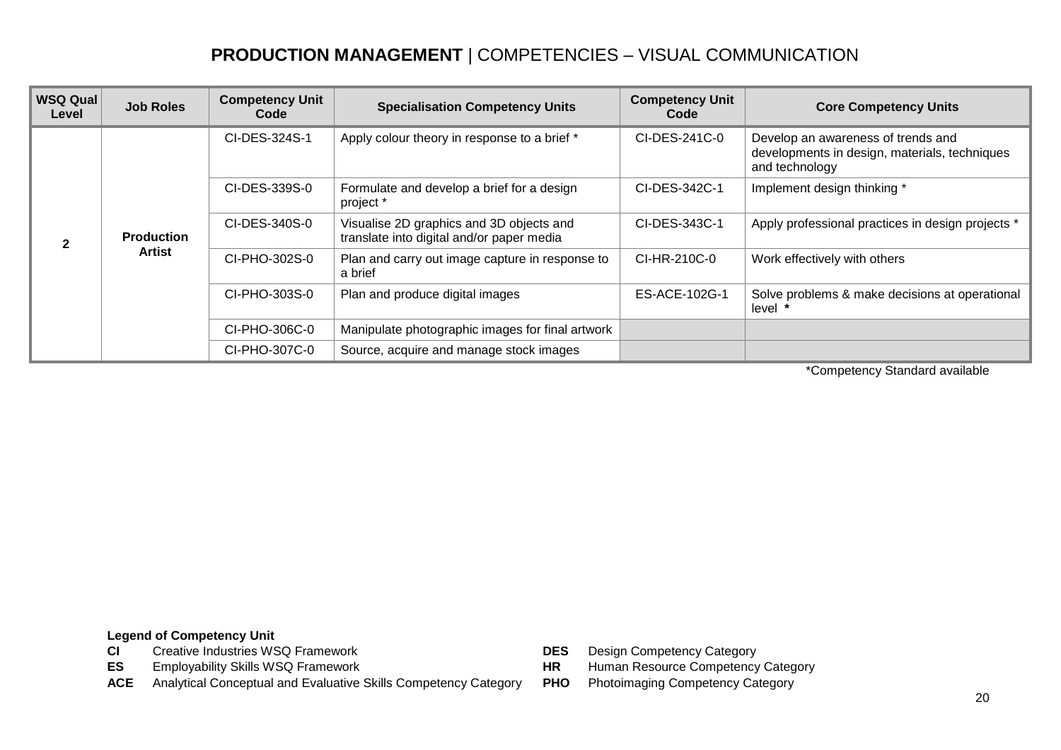# **PRODUCTION MANAGEMENT** | COMPETENCIES – VISUAL COMMUNICATION

| WSQ Qual Level | Job Roles | Competency Unit Code | Specialisation Competency Units | Competency Unit Code | Core Competency Units |
|---|---|---|---|---|---|
| 2 | **Production Artist** | CI-DES-324S-1 | Apply colour theory in response to a brief * | CI-DES-241C-0 | Develop an awareness of trends and developments in design, materials, techniques and technology |
| | | CI-DES-339S-0 | Formulate and develop a brief for a design project * | CI-DES-342C-1 | Implement design thinking * |
| | | CI-DES-340S-0 | Visualise 2D graphics and 3D objects and translate into digital and/or paper media | CI-DES-343C-1 | Apply professional practices in design projects * |
| | | CI-PHO-302S-0 | Plan and carry out image capture in response to a brief | CI-HR-210C-0 | Work effectively with others |
| | | CI-PHO-303S-0 | Plan and produce digital images | ES-ACE-102G-1 | Solve problems & make decisions at operational level **\*** |
| | | CI-PHO-306C-0 | Manipulate photographic images for final artwork | | |
| | | CI-PHO-307C-0 | Source, acquire and manage stock images | | |

*Competency Standard available

**Legend of Competency Unit**

- **CI** Creative Industries WSQ Framework
- **ES** Employability Skills WSQ Framework
- **ACE** Analytical Conceptual and Evaluative Skills Competency Category
- **DES** Design Competency Category
- **HR** Human Resource Competency Category
- **PHO** Photoimaging Competency Category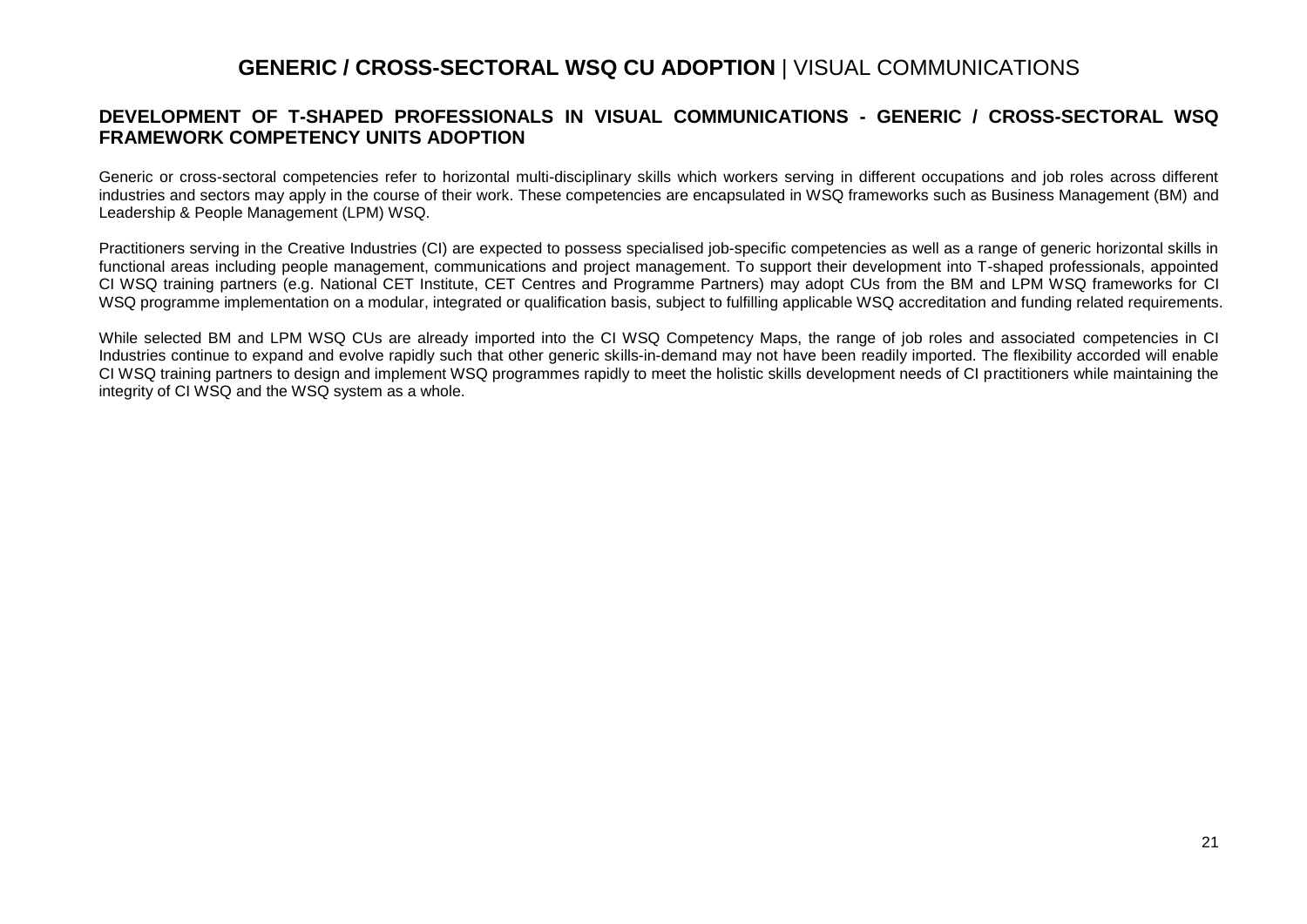# **GENERIC / CROSS-SECTORAL WSQ CU ADOPTION** | VISUAL COMMUNICATIONS

## DEVELOPMENT OF T-SHAPED PROFESSIONALS IN VISUAL COMMUNICATIONS - GENERIC / CROSS-SECTORAL WSQ FRAMEWORK COMPETENCY UNITS ADOPTION

Generic or cross-sectoral competencies refer to horizontal multi-disciplinary skills which workers serving in different occupations and job roles across different industries and sectors may apply in the course of their work. These competencies are encapsulated in WSQ frameworks such as Business Management (BM) and Leadership & People Management (LPM) WSQ.

Practitioners serving in the Creative Industries (CI) are expected to possess specialised job-specific competencies as well as a range of generic horizontal skills in functional areas including people management, communications and project management. To support their development into T-shaped professionals, appointed CI WSQ training partners (e.g. National CET Institute, CET Centres and Programme Partners) may adopt CUs from the BM and LPM WSQ frameworks for CI WSQ programme implementation on a modular, integrated or qualification basis, subject to fulfilling applicable WSQ accreditation and funding related requirements.

While selected BM and LPM WSQ CUs are already imported into the CI WSQ Competency Maps, the range of job roles and associated competencies in CI Industries continue to expand and evolve rapidly such that other generic skills-in-demand may not have been readily imported. The flexibility accorded will enable CI WSQ training partners to design and implement WSQ programmes rapidly to meet the holistic skills development needs of CI practitioners while maintaining the integrity of CI WSQ and the WSQ system as a whole.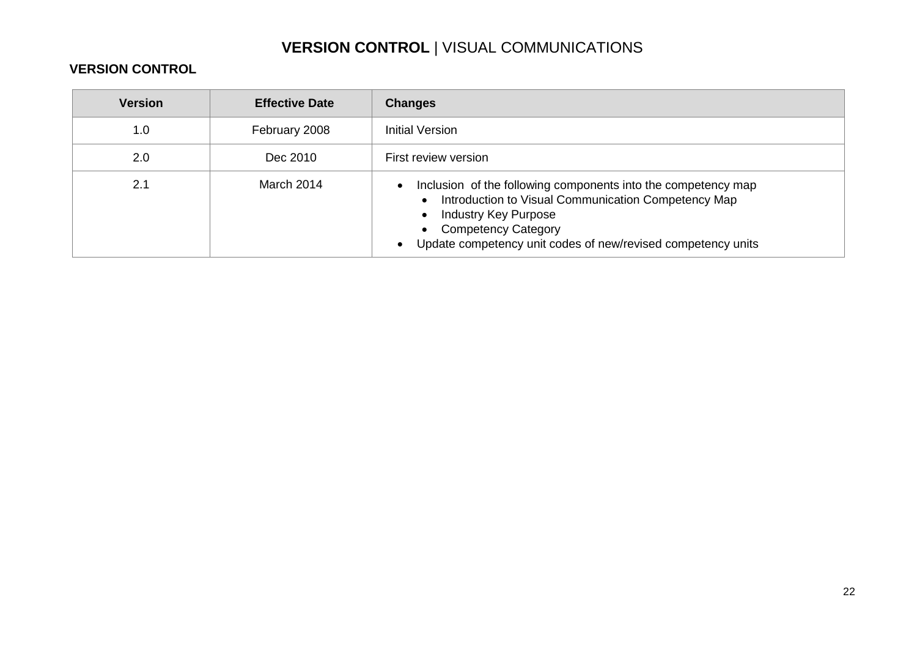# VERSION CONTROL | VISUAL COMMUNICATIONS

## VERSION CONTROL

| Version | Effective Date | Changes |
|---|---|---|
| 1.0 | February 2008 | Initial Version |
| 2.0 | Dec 2010 | First review version |
| 2.1 | March 2014 | • Inclusion of the following components into the competency map<br>  ◦ Introduction to Visual Communication Competency Map<br>  ◦ Industry Key Purpose<br>  ◦ Competency Category<br>• Update competency unit codes of new/revised competency units |